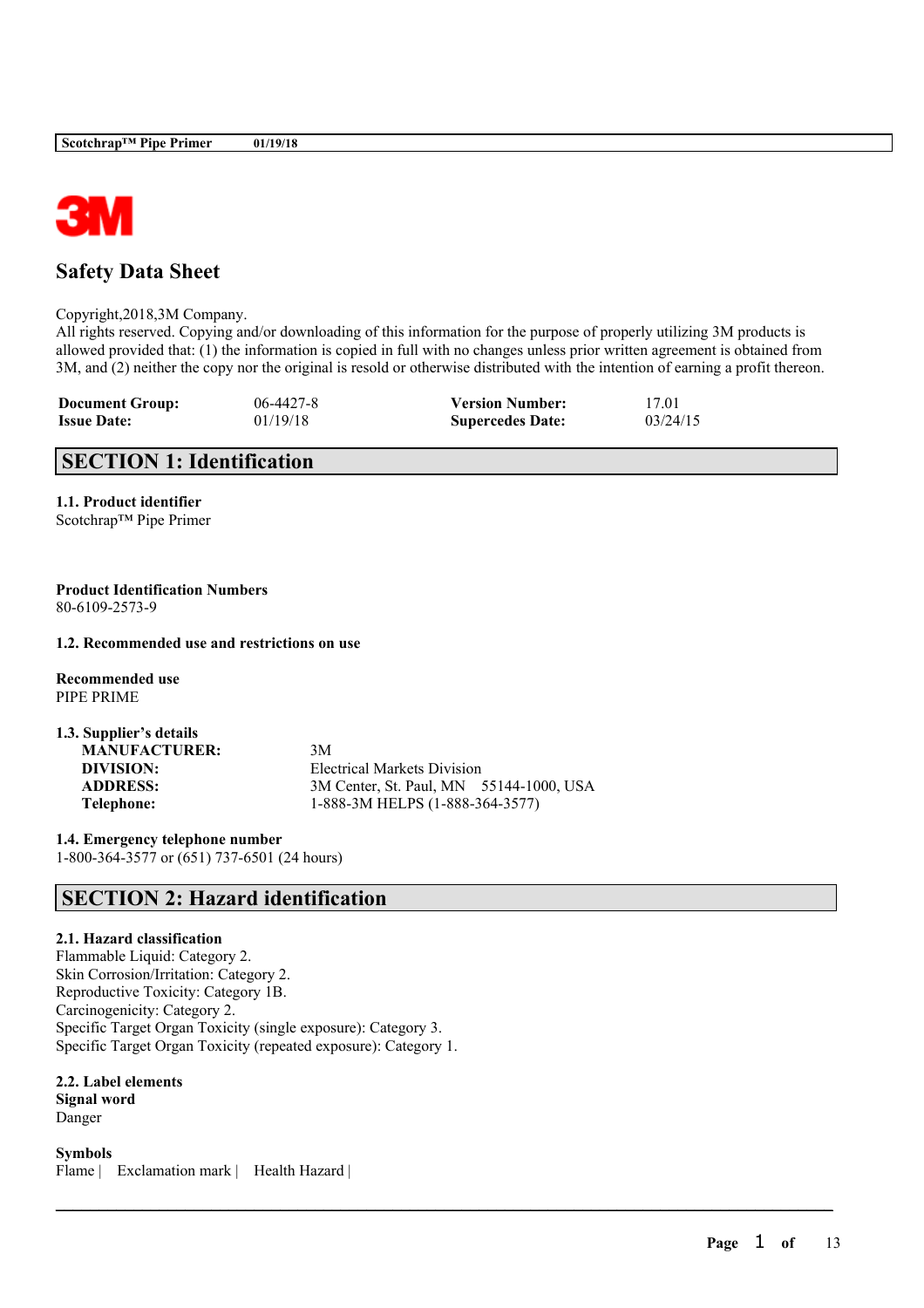# Safety Data Sheet

Copyright,2018,3M Company.
All rights reserved. Copying and/or downloading of this information for the purpose of properly utilizing 3M products is allowed provided that: (1) the information is copied in full with no changes unless prior written agreement is obtained from 3M, and (2) neither the copy nor the original is resold or otherwise distributed with the intention of earning a profit thereon.

| **Document Group:** | 06-4427-8 | **Version Number:** | 17.01 |
|---|---|---|---|
| **Issue Date:** | 01/19/18 | **Supercedes Date:** | 03/24/15 |

## SECTION 1: Identification

**1.1. Product identifier**
Scotchrap™ Pipe Primer

**Product Identification Numbers**
80-6109-2573-9

**1.2. Recommended use and restrictions on use**

**Recommended use**
PIPE PRIME

**1.3. Supplier's details**

| | |
|---|---|
| **MANUFACTURER:** | 3M |
| **DIVISION:** | Electrical Markets Division |
| **ADDRESS:** | 3M Center, St. Paul, MN 55144-1000, USA |
| **Telephone:** | 1-888-3M HELPS (1-888-364-3577) |

**1.4. Emergency telephone number**
1-800-364-3577 or (651) 737-6501 (24 hours)

## SECTION 2: Hazard identification

**2.1. Hazard classification**
Flammable Liquid: Category 2.
Skin Corrosion/Irritation: Category 2.
Reproductive Toxicity: Category 1B.
Carcinogenicity: Category 2.
Specific Target Organ Toxicity (single exposure): Category 3.
Specific Target Organ Toxicity (repeated exposure): Category 1.

**2.2. Label elements**
**Signal word**
Danger

**Symbols**
Flame | Exclamation mark | Health Hazard |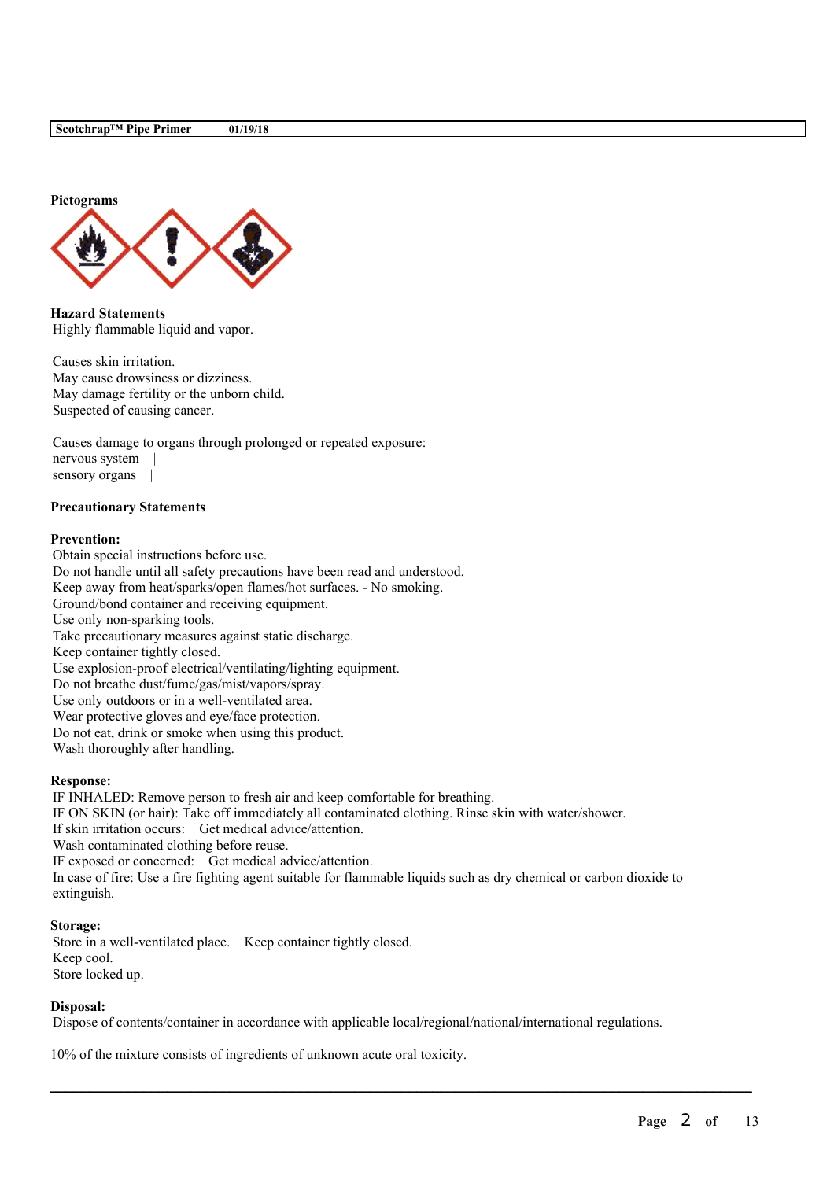**Pictograms**

**Hazard Statements**

Highly flammable liquid and vapor.

Causes skin irritation.
May cause drowsiness or dizziness.
May damage fertility or the unborn child.
Suspected of causing cancer.

Causes damage to organs through prolonged or repeated exposure:
nervous system |
sensory organs |

**Precautionary Statements**

**Prevention:**

Obtain special instructions before use.
Do not handle until all safety precautions have been read and understood.
Keep away from heat/sparks/open flames/hot surfaces. - No smoking.
Ground/bond container and receiving equipment.
Use only non-sparking tools.
Take precautionary measures against static discharge.
Keep container tightly closed.
Use explosion-proof electrical/ventilating/lighting equipment.
Do not breathe dust/fume/gas/mist/vapors/spray.
Use only outdoors or in a well-ventilated area.
Wear protective gloves and eye/face protection.
Do not eat, drink or smoke when using this product.
Wash thoroughly after handling.

**Response:**

IF INHALED: Remove person to fresh air and keep comfortable for breathing.
IF ON SKIN (or hair): Take off immediately all contaminated clothing. Rinse skin with water/shower.
If skin irritation occurs: Get medical advice/attention.
Wash contaminated clothing before reuse.
IF exposed or concerned: Get medical advice/attention.
In case of fire: Use a fire fighting agent suitable for flammable liquids such as dry chemical or carbon dioxide to extinguish.

**Storage:**

Store in a well-ventilated place. Keep container tightly closed.
Keep cool.
Store locked up.

**Disposal:**

Dispose of contents/container in accordance with applicable local/regional/national/international regulations.

10% of the mixture consists of ingredients of unknown acute oral toxicity.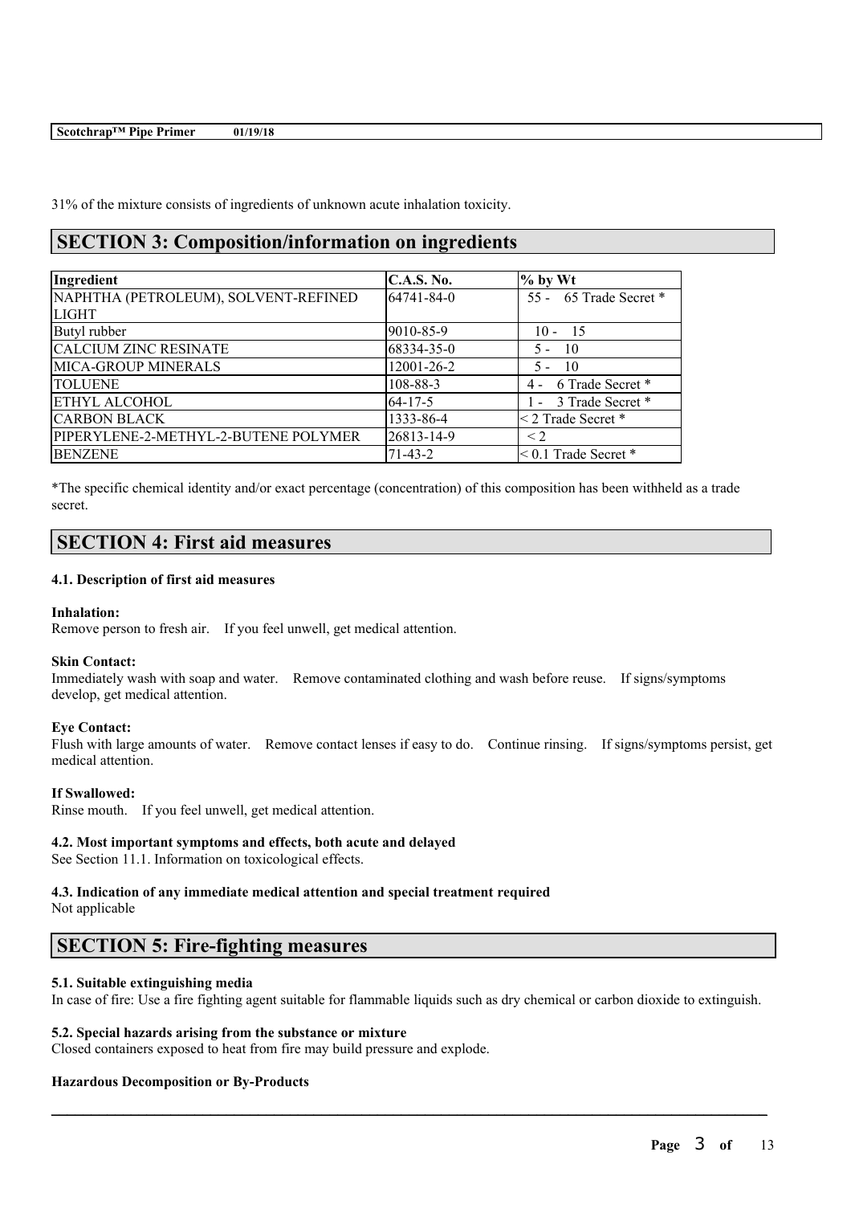31% of the mixture consists of ingredients of unknown acute inhalation toxicity.

## SECTION 3: Composition/information on ingredients

| Ingredient | C.A.S. No. | % by Wt |
|---|---|---|
| NAPHTHA (PETROLEUM), SOLVENT-REFINED LIGHT | 64741-84-0 | 55 - 65 Trade Secret * |
| Butyl rubber | 9010-85-9 | 10 - 15 |
| CALCIUM ZINC RESINATE | 68334-35-0 | 5 - 10 |
| MICA-GROUP MINERALS | 12001-26-2 | 5 - 10 |
| TOLUENE | 108-88-3 | 4 - 6 Trade Secret * |
| ETHYL ALCOHOL | 64-17-5 | 1 - 3 Trade Secret * |
| CARBON BLACK | 1333-86-4 | < 2 Trade Secret * |
| PIPERYLENE-2-METHYL-2-BUTENE POLYMER | 26813-14-9 | < 2 |
| BENZENE | 71-43-2 | < 0.1 Trade Secret * |

*The specific chemical identity and/or exact percentage (concentration) of this composition has been withheld as a trade secret.

## SECTION 4: First aid measures

### 4.1. Description of first aid measures

**Inhalation:**
Remove person to fresh air. If you feel unwell, get medical attention.

**Skin Contact:**
Immediately wash with soap and water. Remove contaminated clothing and wash before reuse. If signs/symptoms develop, get medical attention.

**Eye Contact:**
Flush with large amounts of water. Remove contact lenses if easy to do. Continue rinsing. If signs/symptoms persist, get medical attention.

**If Swallowed:**
Rinse mouth. If you feel unwell, get medical attention.

### 4.2. Most important symptoms and effects, both acute and delayed

See Section 11.1. Information on toxicological effects.

### 4.3. Indication of any immediate medical attention and special treatment required

Not applicable

## SECTION 5: Fire-fighting measures

### 5.1. Suitable extinguishing media

In case of fire: Use a fire fighting agent suitable for flammable liquids such as dry chemical or carbon dioxide to extinguish.

### 5.2. Special hazards arising from the substance or mixture

Closed containers exposed to heat from fire may build pressure and explode.

**Hazardous Decomposition or By-Products**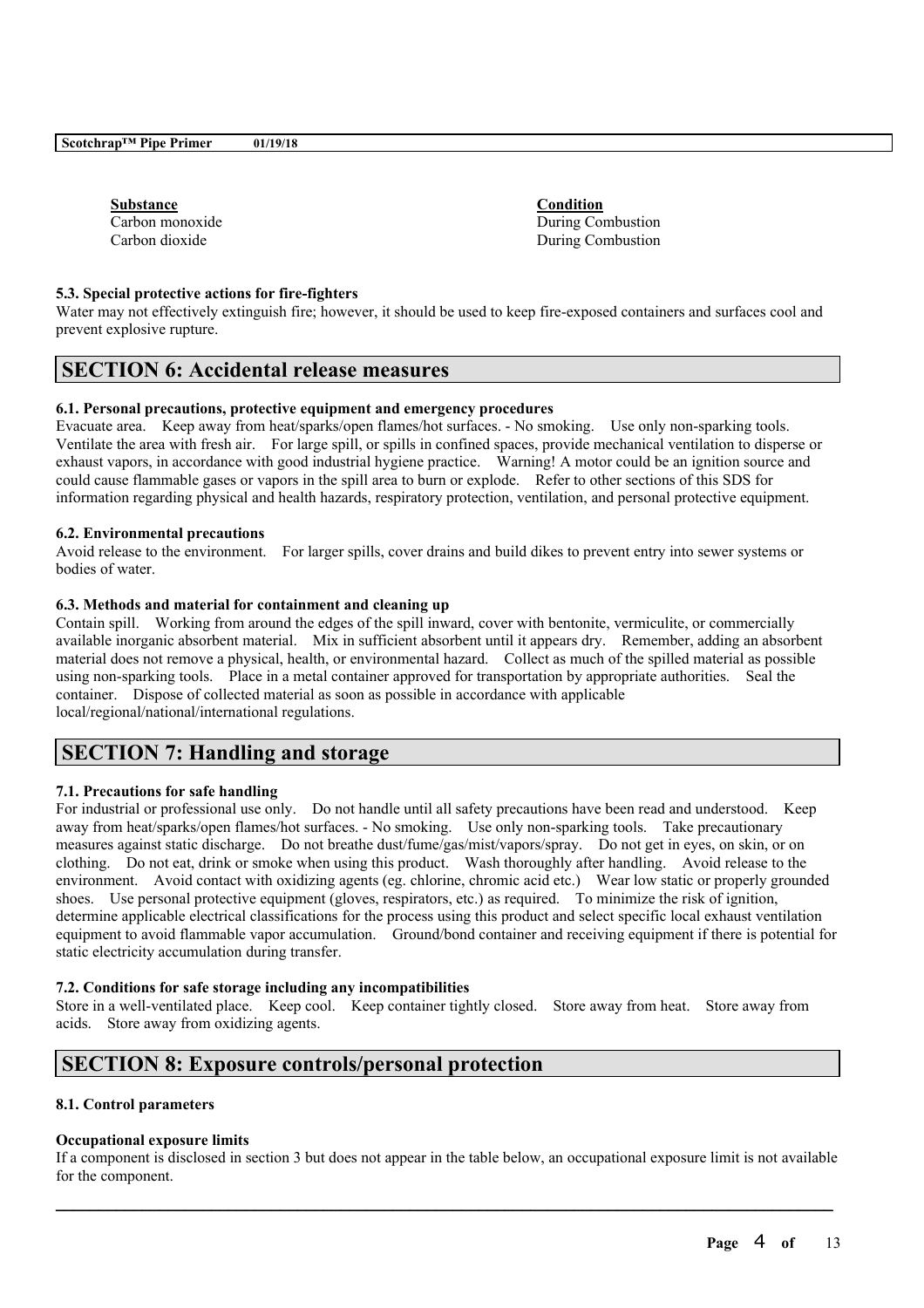| Substance | Condition |
| --- | --- |
| Carbon monoxide | During Combustion |
| Carbon dioxide | During Combustion |

### 5.3. Special protective actions for fire-fighters

Water may not effectively extinguish fire; however, it should be used to keep fire-exposed containers and surfaces cool and prevent explosive rupture.

## SECTION 6: Accidental release measures

### 6.1. Personal precautions, protective equipment and emergency procedures

Evacuate area. Keep away from heat/sparks/open flames/hot surfaces. - No smoking. Use only non-sparking tools. Ventilate the area with fresh air. For large spill, or spills in confined spaces, provide mechanical ventilation to disperse or exhaust vapors, in accordance with good industrial hygiene practice. Warning! A motor could be an ignition source and could cause flammable gases or vapors in the spill area to burn or explode. Refer to other sections of this SDS for information regarding physical and health hazards, respiratory protection, ventilation, and personal protective equipment.

### 6.2. Environmental precautions

Avoid release to the environment. For larger spills, cover drains and build dikes to prevent entry into sewer systems or bodies of water.

### 6.3. Methods and material for containment and cleaning up

Contain spill. Working from around the edges of the spill inward, cover with bentonite, vermiculite, or commercially available inorganic absorbent material. Mix in sufficient absorbent until it appears dry. Remember, adding an absorbent material does not remove a physical, health, or environmental hazard. Collect as much of the spilled material as possible using non-sparking tools. Place in a metal container approved for transportation by appropriate authorities. Seal the container. Dispose of collected material as soon as possible in accordance with applicable local/regional/national/international regulations.

## SECTION 7: Handling and storage

### 7.1. Precautions for safe handling

For industrial or professional use only. Do not handle until all safety precautions have been read and understood. Keep away from heat/sparks/open flames/hot surfaces. - No smoking. Use only non-sparking tools. Take precautionary measures against static discharge. Do not breathe dust/fume/gas/mist/vapors/spray. Do not get in eyes, on skin, or on clothing. Do not eat, drink or smoke when using this product. Wash thoroughly after handling. Avoid release to the environment. Avoid contact with oxidizing agents (eg. chlorine, chromic acid etc.) Wear low static or properly grounded shoes. Use personal protective equipment (gloves, respirators, etc.) as required. To minimize the risk of ignition, determine applicable electrical classifications for the process using this product and select specific local exhaust ventilation equipment to avoid flammable vapor accumulation. Ground/bond container and receiving equipment if there is potential for static electricity accumulation during transfer.

### 7.2. Conditions for safe storage including any incompatibilities

Store in a well-ventilated place. Keep cool. Keep container tightly closed. Store away from heat. Store away from acids. Store away from oxidizing agents.

## SECTION 8: Exposure controls/personal protection

### 8.1. Control parameters

**Occupational exposure limits**

If a component is disclosed in section 3 but does not appear in the table below, an occupational exposure limit is not available for the component.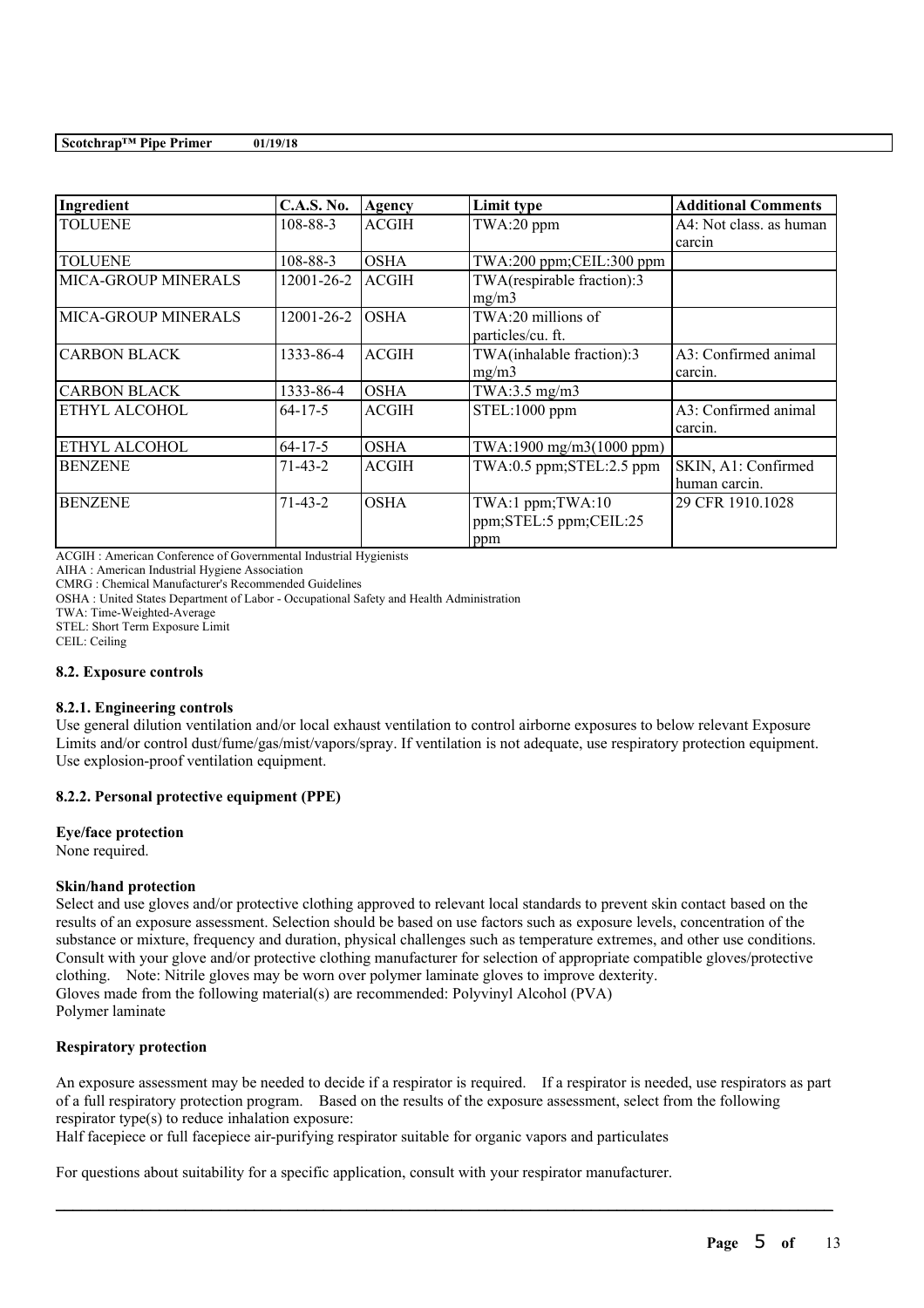| Ingredient | C.A.S. No. | Agency | Limit type | Additional Comments |
|---|---|---|---|---|
| TOLUENE | 108-88-3 | ACGIH | TWA:20 ppm | A4: Not class. as human carcin |
| TOLUENE | 108-88-3 | OSHA | TWA:200 ppm;CEIL:300 ppm | |
| MICA-GROUP MINERALS | 12001-26-2 | ACGIH | TWA(respirable fraction):3 mg/m3 | |
| MICA-GROUP MINERALS | 12001-26-2 | OSHA | TWA:20 millions of particles/cu. ft. | |
| CARBON BLACK | 1333-86-4 | ACGIH | TWA(inhalable fraction):3 mg/m3 | A3: Confirmed animal carcin. |
| CARBON BLACK | 1333-86-4 | OSHA | TWA:3.5 mg/m3 | |
| ETHYL ALCOHOL | 64-17-5 | ACGIH | STEL:1000 ppm | A3: Confirmed animal carcin. |
| ETHYL ALCOHOL | 64-17-5 | OSHA | TWA:1900 mg/m3(1000 ppm) | |
| BENZENE | 71-43-2 | ACGIH | TWA:0.5 ppm;STEL:2.5 ppm | SKIN, A1: Confirmed human carcin. |
| BENZENE | 71-43-2 | OSHA | TWA:1 ppm;TWA:10 ppm;STEL:5 ppm;CEIL:25 ppm | 29 CFR 1910.1028 |

ACGIH : American Conference of Governmental Industrial Hygienists
AIHA : American Industrial Hygiene Association
CMRG : Chemical Manufacturer's Recommended Guidelines
OSHA : United States Department of Labor - Occupational Safety and Health Administration
TWA: Time-Weighted-Average
STEL: Short Term Exposure Limit
CEIL: Ceiling

### 8.2. Exposure controls

#### 8.2.1. Engineering controls

Use general dilution ventilation and/or local exhaust ventilation to control airborne exposures to below relevant Exposure Limits and/or control dust/fume/gas/mist/vapors/spray. If ventilation is not adequate, use respiratory protection equipment. Use explosion-proof ventilation equipment.

#### 8.2.2. Personal protective equipment (PPE)

**Eye/face protection**

None required.

**Skin/hand protection**

Select and use gloves and/or protective clothing approved to relevant local standards to prevent skin contact based on the results of an exposure assessment. Selection should be based on use factors such as exposure levels, concentration of the substance or mixture, frequency and duration, physical challenges such as temperature extremes, and other use conditions. Consult with your glove and/or protective clothing manufacturer for selection of appropriate compatible gloves/protective clothing. Note: Nitrile gloves may be worn over polymer laminate gloves to improve dexterity.
Gloves made from the following material(s) are recommended: Polyvinyl Alcohol (PVA)
Polymer laminate

**Respiratory protection**

An exposure assessment may be needed to decide if a respirator is required. If a respirator is needed, use respirators as part of a full respiratory protection program. Based on the results of the exposure assessment, select from the following respirator type(s) to reduce inhalation exposure:
Half facepiece or full facepiece air-purifying respirator suitable for organic vapors and particulates

For questions about suitability for a specific application, consult with your respirator manufacturer.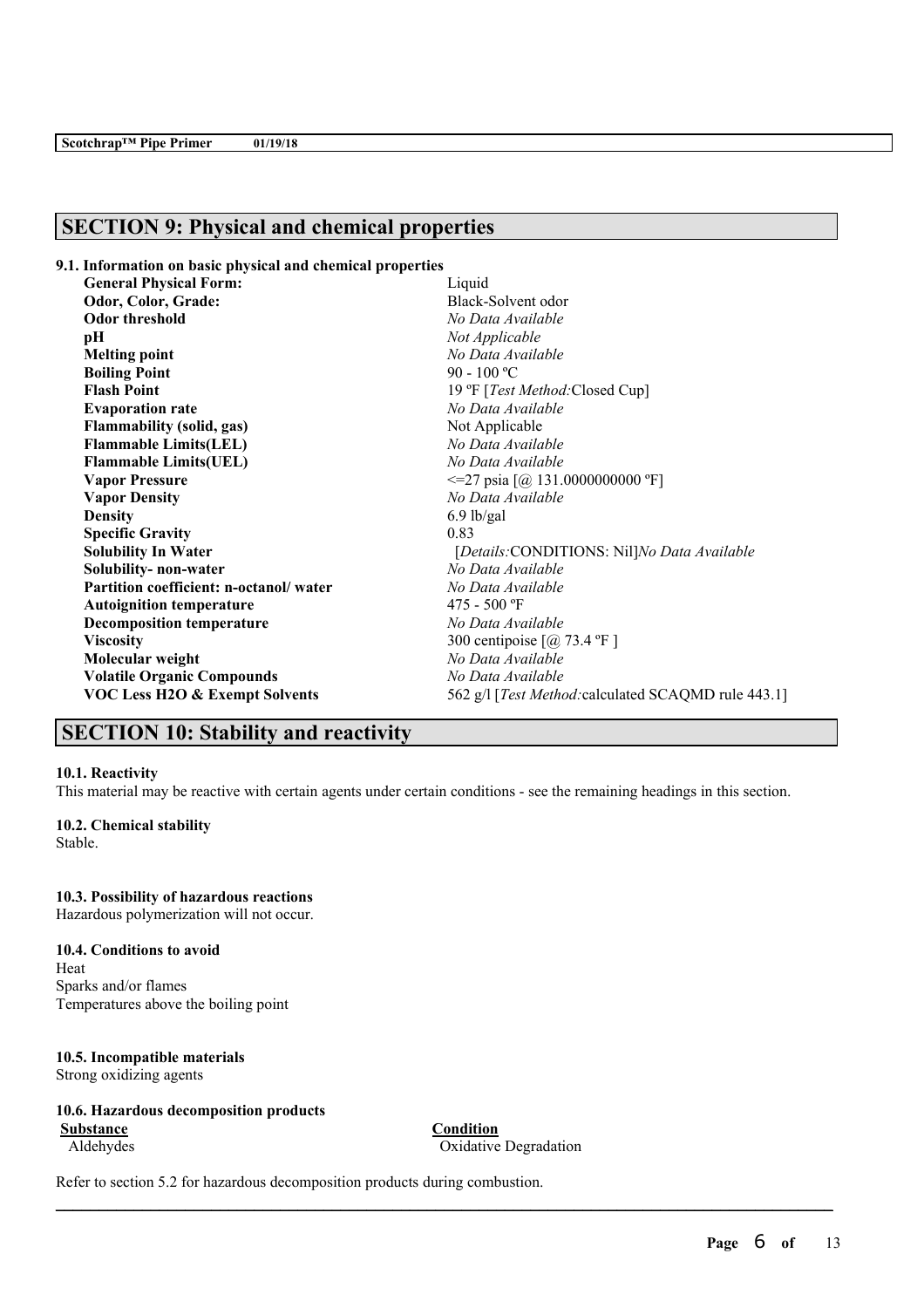## SECTION 9: Physical and chemical properties

### 9.1. Information on basic physical and chemical properties

| Property | Value |
|---|---|
| **General Physical Form:** | Liquid |
| **Odor, Color, Grade:** | Black-Solvent odor |
| **Odor threshold** | *No Data Available* |
| **pH** | *Not Applicable* |
| **Melting point** | *No Data Available* |
| **Boiling Point** | 90 - 100 ºC |
| **Flash Point** | 19 ºF [*Test Method:*Closed Cup] |
| **Evaporation rate** | *No Data Available* |
| **Flammability (solid, gas)** | Not Applicable |
| **Flammable Limits(LEL)** | *No Data Available* |
| **Flammable Limits(UEL)** | *No Data Available* |
| **Vapor Pressure** | <=27 psia [@ 131.0000000000 ºF] |
| **Vapor Density** | *No Data Available* |
| **Density** | 6.9 lb/gal |
| **Specific Gravity** | 0.83 |
| **Solubility In Water** | [*Details:*CONDITIONS: Nil]*No Data Available* |
| **Solubility- non-water** | *No Data Available* |
| **Partition coefficient: n-octanol/ water** | *No Data Available* |
| **Autoignition temperature** | 475 - 500 ºF |
| **Decomposition temperature** | *No Data Available* |
| **Viscosity** | 300 centipoise [@ 73.4 ºF ] |
| **Molecular weight** | *No Data Available* |
| **Volatile Organic Compounds** | *No Data Available* |
| **VOC Less H2O & Exempt Solvents** | 562 g/l [*Test Method:*calculated SCAQMD rule 443.1] |

## SECTION 10: Stability and reactivity

**10.1. Reactivity**
This material may be reactive with certain agents under certain conditions - see the remaining headings in this section.

**10.2. Chemical stability**
Stable.

**10.3. Possibility of hazardous reactions**
Hazardous polymerization will not occur.

**10.4. Conditions to avoid**
Heat
Sparks and/or flames
Temperatures above the boiling point

**10.5. Incompatible materials**
Strong oxidizing agents

**10.6. Hazardous decomposition products**

| Substance | Condition |
|---|---|
| Aldehydes | Oxidative Degradation |

Refer to section 5.2 for hazardous decomposition products during combustion.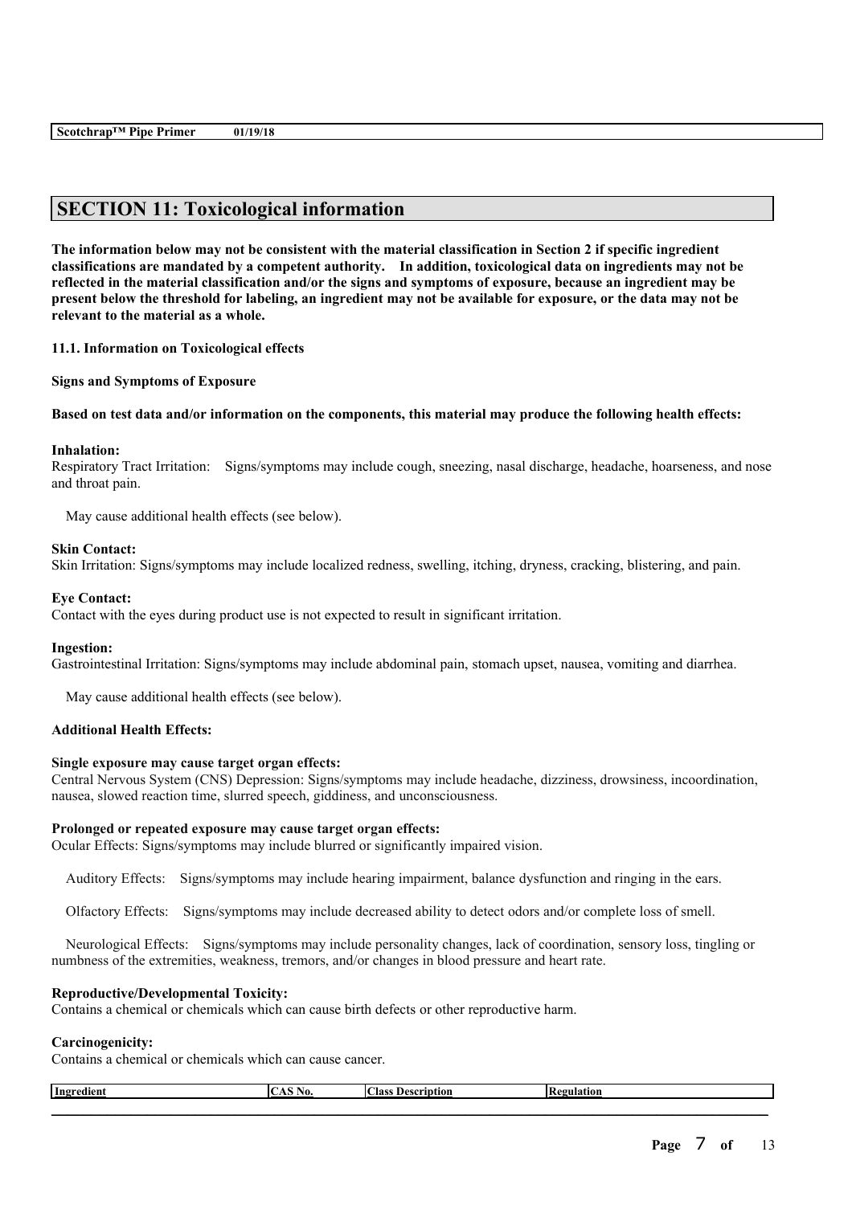## SECTION 11: Toxicological information

**The information below may not be consistent with the material classification in Section 2 if specific ingredient classifications are mandated by a competent authority. In addition, toxicological data on ingredients may not be reflected in the material classification and/or the signs and symptoms of exposure, because an ingredient may be present below the threshold for labeling, an ingredient may not be available for exposure, or the data may not be relevant to the material as a whole.**

**11.1. Information on Toxicological effects**

**Signs and Symptoms of Exposure**

**Based on test data and/or information on the components, this material may produce the following health effects:**

**Inhalation:**
Respiratory Tract Irritation: Signs/symptoms may include cough, sneezing, nasal discharge, headache, hoarseness, and nose and throat pain.

May cause additional health effects (see below).

**Skin Contact:**
Skin Irritation: Signs/symptoms may include localized redness, swelling, itching, dryness, cracking, blistering, and pain.

**Eye Contact:**
Contact with the eyes during product use is not expected to result in significant irritation.

**Ingestion:**
Gastrointestinal Irritation: Signs/symptoms may include abdominal pain, stomach upset, nausea, vomiting and diarrhea.

May cause additional health effects (see below).

**Additional Health Effects:**

**Single exposure may cause target organ effects:**
Central Nervous System (CNS) Depression: Signs/symptoms may include headache, dizziness, drowsiness, incoordination, nausea, slowed reaction time, slurred speech, giddiness, and unconsciousness.

**Prolonged or repeated exposure may cause target organ effects:**
Ocular Effects: Signs/symptoms may include blurred or significantly impaired vision.

Auditory Effects: Signs/symptoms may include hearing impairment, balance dysfunction and ringing in the ears.

Olfactory Effects: Signs/symptoms may include decreased ability to detect odors and/or complete loss of smell.

Neurological Effects: Signs/symptoms may include personality changes, lack of coordination, sensory loss, tingling or numbness of the extremities, weakness, tremors, and/or changes in blood pressure and heart rate.

**Reproductive/Developmental Toxicity:**
Contains a chemical or chemicals which can cause birth defects or other reproductive harm.

**Carcinogenicity:**
Contains a chemical or chemicals which can cause cancer.

| Ingredient | CAS No. | Class Description | Regulation |
|---|---|---|---|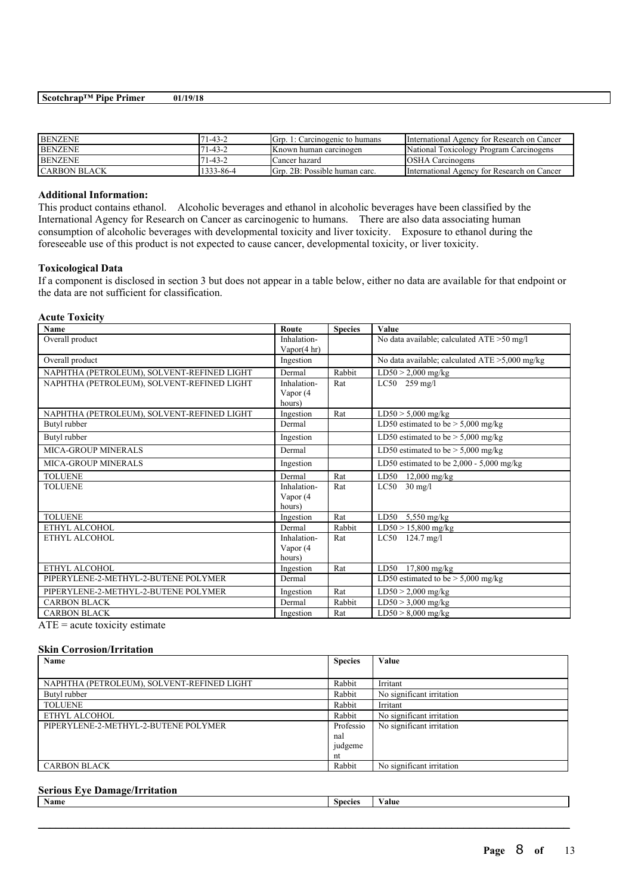| BENZENE | 71-43-2 | Grp. 1: Carcinogenic to humans | International Agency for Research on Cancer |
|---|---|---|---|
| BENZENE | 71-43-2 | Known human carcinogen | National Toxicology Program Carcinogens |
| BENZENE | 71-43-2 | Cancer hazard | OSHA Carcinogens |
| CARBON BLACK | 1333-86-4 | Grp. 2B: Possible human carc. | International Agency for Research on Cancer |

### Additional Information:

This product contains ethanol. Alcoholic beverages and ethanol in alcoholic beverages have been classified by the International Agency for Research on Cancer as carcinogenic to humans. There are also data associating human consumption of alcoholic beverages with developmental toxicity and liver toxicity. Exposure to ethanol during the foreseeable use of this product is not expected to cause cancer, developmental toxicity, or liver toxicity.

### Toxicological Data

If a component is disclosed in section 3 but does not appear in a table below, either no data are available for that endpoint or the data are not sufficient for classification.

#### Acute Toxicity

| Name | Route | Species | Value |
|---|---|---|---|
| Overall product | Inhalation-Vapor(4 hr) | | No data available; calculated ATE >50 mg/l |
| Overall product | Ingestion | | No data available; calculated ATE >5,000 mg/kg |
| NAPHTHA (PETROLEUM), SOLVENT-REFINED LIGHT | Dermal | Rabbit | LD50 > 2,000 mg/kg |
| NAPHTHA (PETROLEUM), SOLVENT-REFINED LIGHT | Inhalation-Vapor (4 hours) | Rat | LC50 259 mg/l |
| NAPHTHA (PETROLEUM), SOLVENT-REFINED LIGHT | Ingestion | Rat | LD50 > 5,000 mg/kg |
| Butyl rubber | Dermal | | LD50 estimated to be > 5,000 mg/kg |
| Butyl rubber | Ingestion | | LD50 estimated to be > 5,000 mg/kg |
| MICA-GROUP MINERALS | Dermal | | LD50 estimated to be > 5,000 mg/kg |
| MICA-GROUP MINERALS | Ingestion | | LD50 estimated to be 2,000 - 5,000 mg/kg |
| TOLUENE | Dermal | Rat | LD50 12,000 mg/kg |
| TOLUENE | Inhalation-Vapor (4 hours) | Rat | LC50 30 mg/l |
| TOLUENE | Ingestion | Rat | LD50 5,550 mg/kg |
| ETHYL ALCOHOL | Dermal | Rabbit | LD50 > 15,800 mg/kg |
| ETHYL ALCOHOL | Inhalation-Vapor (4 hours) | Rat | LC50 124.7 mg/l |
| ETHYL ALCOHOL | Ingestion | Rat | LD50 17,800 mg/kg |
| PIPERYLENE-2-METHYL-2-BUTENE POLYMER | Dermal | | LD50 estimated to be > 5,000 mg/kg |
| PIPERYLENE-2-METHYL-2-BUTENE POLYMER | Ingestion | Rat | LD50 > 2,000 mg/kg |
| CARBON BLACK | Dermal | Rabbit | LD50 > 3,000 mg/kg |
| CARBON BLACK | Ingestion | Rat | LD50 > 8,000 mg/kg |

ATE = acute toxicity estimate

#### Skin Corrosion/Irritation

| Name | Species | Value |
|---|---|---|
| NAPHTHA (PETROLEUM), SOLVENT-REFINED LIGHT | Rabbit | Irritant |
| Butyl rubber | Rabbit | No significant irritation |
| TOLUENE | Rabbit | Irritant |
| ETHYL ALCOHOL | Rabbit | No significant irritation |
| PIPERYLENE-2-METHYL-2-BUTENE POLYMER | Professional judgement | No significant irritation |
| CARBON BLACK | Rabbit | No significant irritation |

#### Serious Eye Damage/Irritation

| Name | Species | Value |
|---|---|---|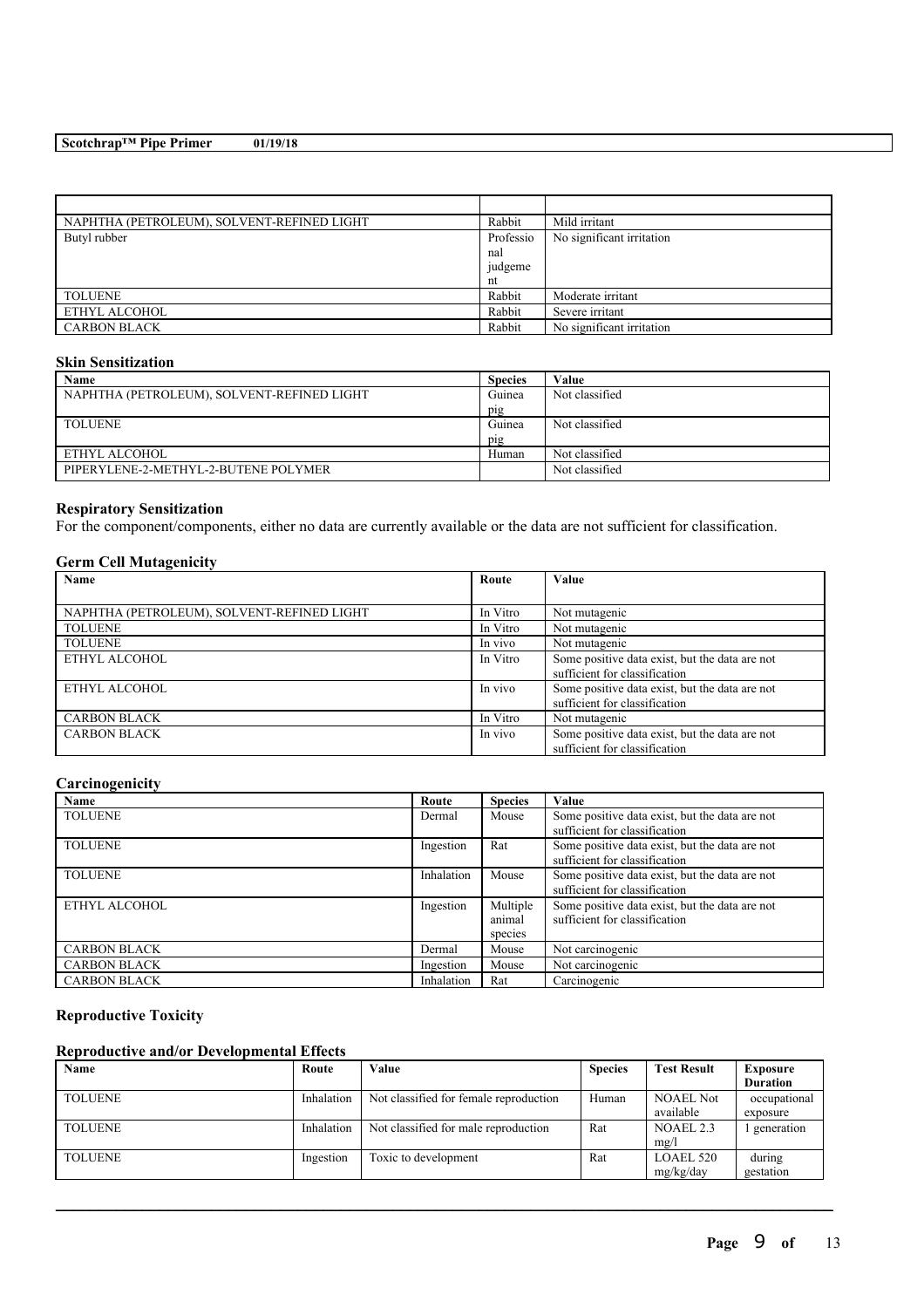| | | |
|---|---|---|
| NAPHTHA (PETROLEUM), SOLVENT-REFINED LIGHT | Rabbit | Mild irritant |
| Butyl rubber | Professional judgement | No significant irritation |
| TOLUENE | Rabbit | Moderate irritant |
| ETHYL ALCOHOL | Rabbit | Severe irritant |
| CARBON BLACK | Rabbit | No significant irritation |

### Skin Sensitization

| Name | Species | Value |
|---|---|---|
| NAPHTHA (PETROLEUM), SOLVENT-REFINED LIGHT | Guinea pig | Not classified |
| TOLUENE | Guinea pig | Not classified |
| ETHYL ALCOHOL | Human | Not classified |
| PIPERYLENE-2-METHYL-2-BUTENE POLYMER | | Not classified |

### Respiratory Sensitization

For the component/components, either no data are currently available or the data are not sufficient for classification.

### Germ Cell Mutagenicity

| Name | Route | Value |
|---|---|---|
| NAPHTHA (PETROLEUM), SOLVENT-REFINED LIGHT | In Vitro | Not mutagenic |
| TOLUENE | In Vitro | Not mutagenic |
| TOLUENE | In vivo | Not mutagenic |
| ETHYL ALCOHOL | In Vitro | Some positive data exist, but the data are not sufficient for classification |
| ETHYL ALCOHOL | In vivo | Some positive data exist, but the data are not sufficient for classification |
| CARBON BLACK | In Vitro | Not mutagenic |
| CARBON BLACK | In vivo | Some positive data exist, but the data are not sufficient for classification |

### Carcinogenicity

| Name | Route | Species | Value |
|---|---|---|---|
| TOLUENE | Dermal | Mouse | Some positive data exist, but the data are not sufficient for classification |
| TOLUENE | Ingestion | Rat | Some positive data exist, but the data are not sufficient for classification |
| TOLUENE | Inhalation | Mouse | Some positive data exist, but the data are not sufficient for classification |
| ETHYL ALCOHOL | Ingestion | Multiple animal species | Some positive data exist, but the data are not sufficient for classification |
| CARBON BLACK | Dermal | Mouse | Not carcinogenic |
| CARBON BLACK | Ingestion | Mouse | Not carcinogenic |
| CARBON BLACK | Inhalation | Rat | Carcinogenic |

### Reproductive Toxicity

#### Reproductive and/or Developmental Effects

| Name | Route | Value | Species | Test Result | Exposure Duration |
|---|---|---|---|---|---|
| TOLUENE | Inhalation | Not classified for female reproduction | Human | NOAEL Not available | occupational exposure |
| TOLUENE | Inhalation | Not classified for male reproduction | Rat | NOAEL 2.3 mg/l | 1 generation |
| TOLUENE | Ingestion | Toxic to development | Rat | LOAEL 520 mg/kg/day | during gestation |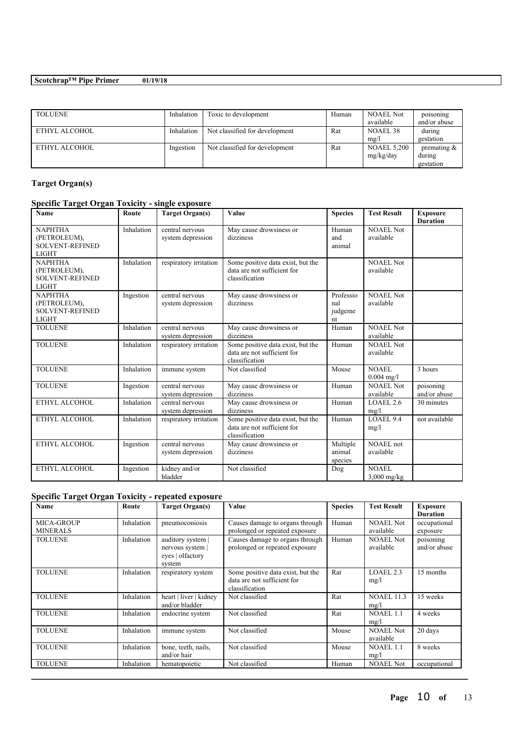| TOLUENE | Inhalation | Toxic to development | Human | NOAEL Not available | poisoning and/or abuse |
|---|---|---|---|---|---|
| ETHYL ALCOHOL | Inhalation | Not classified for development | Rat | NOAEL 38 mg/l | during gestation |
| ETHYL ALCOHOL | Ingestion | Not classified for development | Rat | NOAEL 5,200 mg/kg/day | premating & during gestation |

## Target Organ(s)

### Specific Target Organ Toxicity - single exposure

| Name | Route | Target Organ(s) | Value | Species | Test Result | Exposure Duration |
|---|---|---|---|---|---|---|
| NAPHTHA (PETROLEUM), SOLVENT-REFINED LIGHT | Inhalation | central nervous system depression | May cause drowsiness or dizziness | Human and animal | NOAEL Not available | |
| NAPHTHA (PETROLEUM), SOLVENT-REFINED LIGHT | Inhalation | respiratory irritation | Some positive data exist, but the data are not sufficient for classification | | NOAEL Not available | |
| NAPHTHA (PETROLEUM), SOLVENT-REFINED LIGHT | Ingestion | central nervous system depression | May cause drowsiness or dizziness | Professional judgement | NOAEL Not available | |
| TOLUENE | Inhalation | central nervous system depression | May cause drowsiness or dizziness | Human | NOAEL Not available | |
| TOLUENE | Inhalation | respiratory irritation | Some positive data exist, but the data are not sufficient for classification | Human | NOAEL Not available | |
| TOLUENE | Inhalation | immune system | Not classified | Mouse | NOAEL 0.004 mg/l | 3 hours |
| TOLUENE | Ingestion | central nervous system depression | May cause drowsiness or dizziness | Human | NOAEL Not available | poisoning and/or abuse |
| ETHYL ALCOHOL | Inhalation | central nervous system depression | May cause drowsiness or dizziness | Human | LOAEL 2.6 mg/l | 30 minutes |
| ETHYL ALCOHOL | Inhalation | respiratory irritation | Some positive data exist, but the data are not sufficient for classification | Human | LOAEL 9.4 mg/l | not available |
| ETHYL ALCOHOL | Ingestion | central nervous system depression | May cause drowsiness or dizziness | Multiple animal species | NOAEL not available | |
| ETHYL ALCOHOL | Ingestion | kidney and/or bladder | Not classified | Dog | NOAEL 3,000 mg/kg | |

### Specific Target Organ Toxicity - repeated exposure

| Name | Route | Target Organ(s) | Value | Species | Test Result | Exposure Duration |
|---|---|---|---|---|---|---|
| MICA-GROUP MINERALS | Inhalation | pneumoconiosis | Causes damage to organs through prolonged or repeated exposure | Human | NOAEL Not available | occupational exposure |
| TOLUENE | Inhalation | auditory system \| nervous system \| eyes \| olfactory system | Causes damage to organs through prolonged or repeated exposure | Human | NOAEL Not available | poisoning and/or abuse |
| TOLUENE | Inhalation | respiratory system | Some positive data exist, but the data are not sufficient for classification | Rat | LOAEL 2.3 mg/l | 15 months |
| TOLUENE | Inhalation | heart \| liver \| kidney and/or bladder | Not classified | Rat | NOAEL 11.3 mg/l | 15 weeks |
| TOLUENE | Inhalation | endocrine system | Not classified | Rat | NOAEL 1.1 mg/l | 4 weeks |
| TOLUENE | Inhalation | immune system | Not classified | Mouse | NOAEL Not available | 20 days |
| TOLUENE | Inhalation | bone, teeth, nails, and/or hair | Not classified | Mouse | NOAEL 1.1 mg/l | 8 weeks |
| TOLUENE | Inhalation | hematopoietic | Not classified | Human | NOAEL Not | occupational |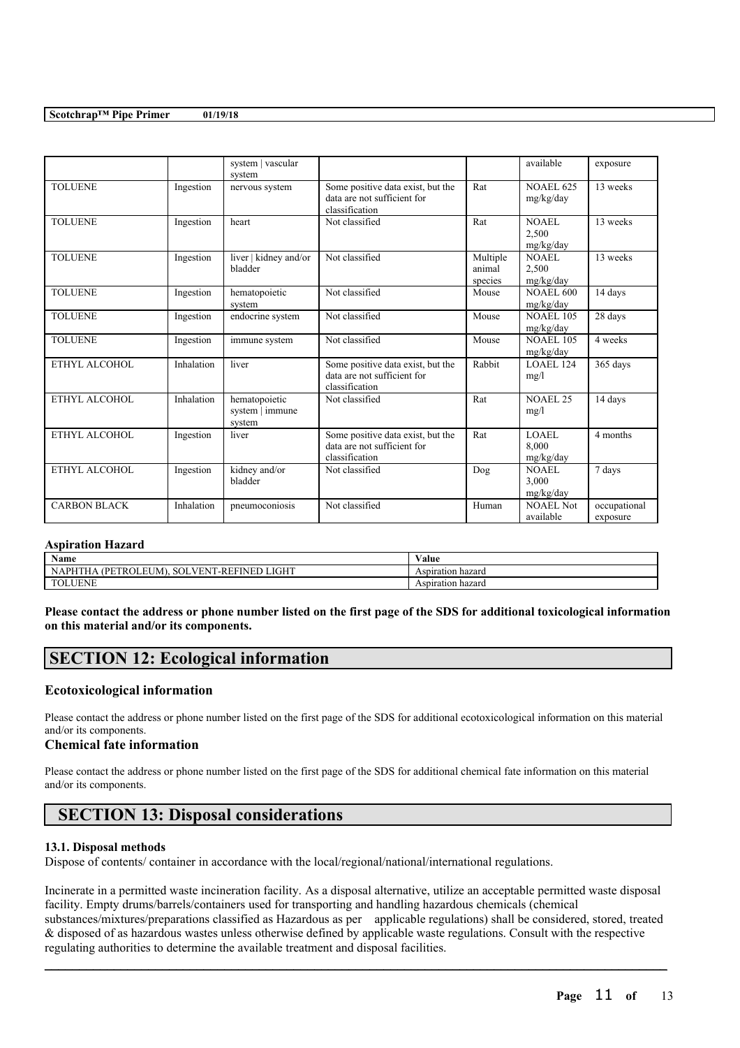| | | system \| vascular system | | | available | exposure |
|---|---|---|---|---|---|---|
| TOLUENE | Ingestion | nervous system | Some positive data exist, but the data are not sufficient for classification | Rat | NOAEL 625 mg/kg/day | 13 weeks |
| TOLUENE | Ingestion | heart | Not classified | Rat | NOAEL 2,500 mg/kg/day | 13 weeks |
| TOLUENE | Ingestion | liver \| kidney and/or bladder | Not classified | Multiple animal species | NOAEL 2,500 mg/kg/day | 13 weeks |
| TOLUENE | Ingestion | hematopoietic system | Not classified | Mouse | NOAEL 600 mg/kg/day | 14 days |
| TOLUENE | Ingestion | endocrine system | Not classified | Mouse | NOAEL 105 mg/kg/day | 28 days |
| TOLUENE | Ingestion | immune system | Not classified | Mouse | NOAEL 105 mg/kg/day | 4 weeks |
| ETHYL ALCOHOL | Inhalation | liver | Some positive data exist, but the data are not sufficient for classification | Rabbit | LOAEL 124 mg/l | 365 days |
| ETHYL ALCOHOL | Inhalation | hematopoietic system \| immune system | Not classified | Rat | NOAEL 25 mg/l | 14 days |
| ETHYL ALCOHOL | Ingestion | liver | Some positive data exist, but the data are not sufficient for classification | Rat | LOAEL 8,000 mg/kg/day | 4 months |
| ETHYL ALCOHOL | Ingestion | kidney and/or bladder | Not classified | Dog | NOAEL 3,000 mg/kg/day | 7 days |
| CARBON BLACK | Inhalation | pneumoconiosis | Not classified | Human | NOAEL Not available | occupational exposure |

**Aspiration Hazard**

| Name | Value |
|---|---|
| NAPHTHA (PETROLEUM), SOLVENT-REFINED LIGHT | Aspiration hazard |
| TOLUENE | Aspiration hazard |

**Please contact the address or phone number listed on the first page of the SDS for additional toxicological information on this material and/or its components.**

# SECTION 12: Ecological information

### Ecotoxicological information

Please contact the address or phone number listed on the first page of the SDS for additional ecotoxicological information on this material and/or its components.

### Chemical fate information

Please contact the address or phone number listed on the first page of the SDS for additional chemical fate information on this material and/or its components.

# SECTION 13: Disposal considerations

**13.1. Disposal methods**

Dispose of contents/ container in accordance with the local/regional/national/international regulations.

Incinerate in a permitted waste incineration facility. As a disposal alternative, utilize an acceptable permitted waste disposal facility. Empty drums/barrels/containers used for transporting and handling hazardous chemicals (chemical substances/mixtures/preparations classified as Hazardous as per applicable regulations) shall be considered, stored, treated & disposed of as hazardous wastes unless otherwise defined by applicable waste regulations. Consult with the respective regulating authorities to determine the available treatment and disposal facilities.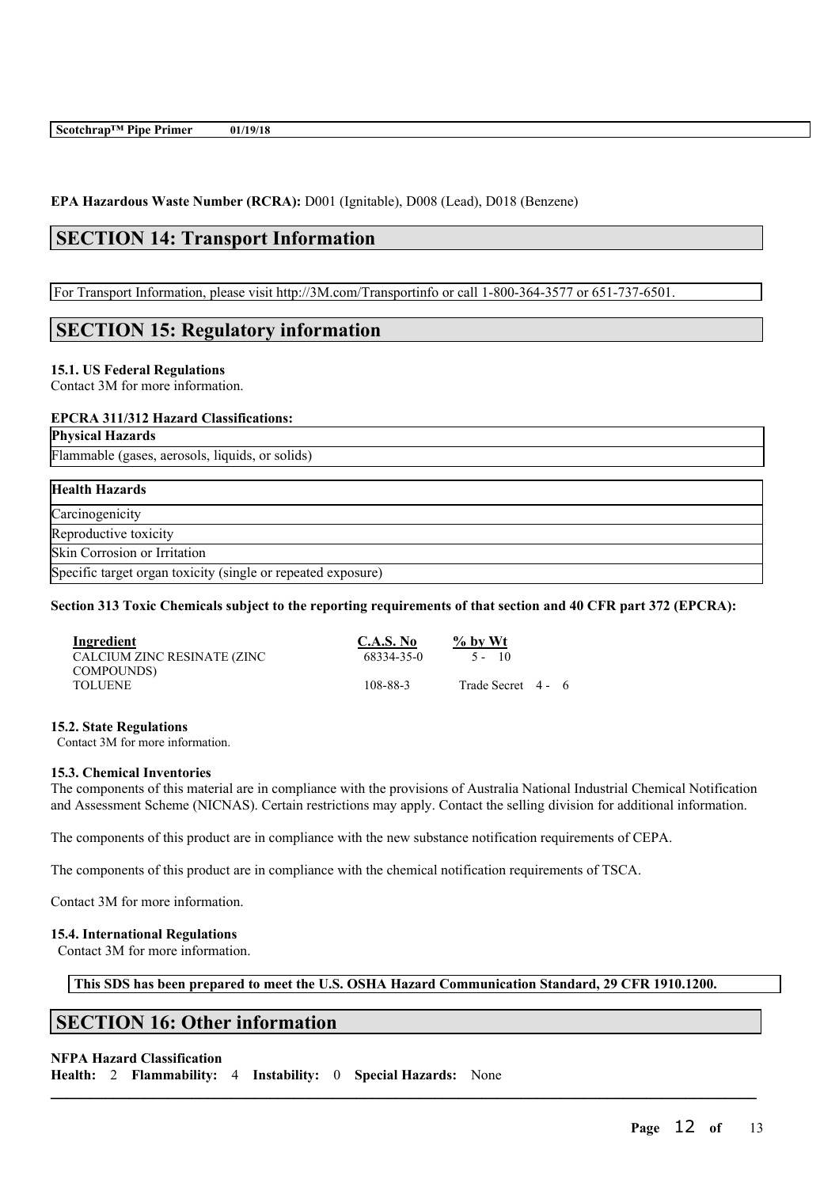**EPA Hazardous Waste Number (RCRA):** D001 (Ignitable), D008 (Lead), D018 (Benzene)

## SECTION 14: Transport Information

For Transport Information, please visit http://3M.com/Transportinfo or call 1-800-364-3577 or 651-737-6501.

## SECTION 15: Regulatory information

**15.1. US Federal Regulations**
Contact 3M for more information.

**EPCRA 311/312 Hazard Classifications:**

| Physical Hazards |
|---|
| Flammable (gases, aerosols, liquids, or solids) |

| Health Hazards |
|---|
| Carcinogenicity |
| Reproductive toxicity |
| Skin Corrosion or Irritation |
| Specific target organ toxicity (single or repeated exposure) |

**Section 313 Toxic Chemicals subject to the reporting requirements of that section and 40 CFR part 372 (EPCRA):**

| Ingredient | C.A.S. No | % by Wt |
|---|---|---|
| CALCIUM ZINC RESINATE (ZINC COMPOUNDS) | 68334-35-0 | 5 - 10 |
| TOLUENE | 108-88-3 | Trade Secret 4 - 6 |

**15.2. State Regulations**
Contact 3M for more information.

**15.3. Chemical Inventories**
The components of this material are in compliance with the provisions of Australia National Industrial Chemical Notification and Assessment Scheme (NICNAS). Certain restrictions may apply. Contact the selling division for additional information.

The components of this product are in compliance with the new substance notification requirements of CEPA.

The components of this product are in compliance with the chemical notification requirements of TSCA.

Contact 3M for more information.

**15.4. International Regulations**
Contact 3M for more information.

**This SDS has been prepared to meet the U.S. OSHA Hazard Communication Standard, 29 CFR 1910.1200.**

## SECTION 16: Other information

**NFPA Hazard Classification**
**Health:** 2 **Flammability:** 4 **Instability:** 0 **Special Hazards:** None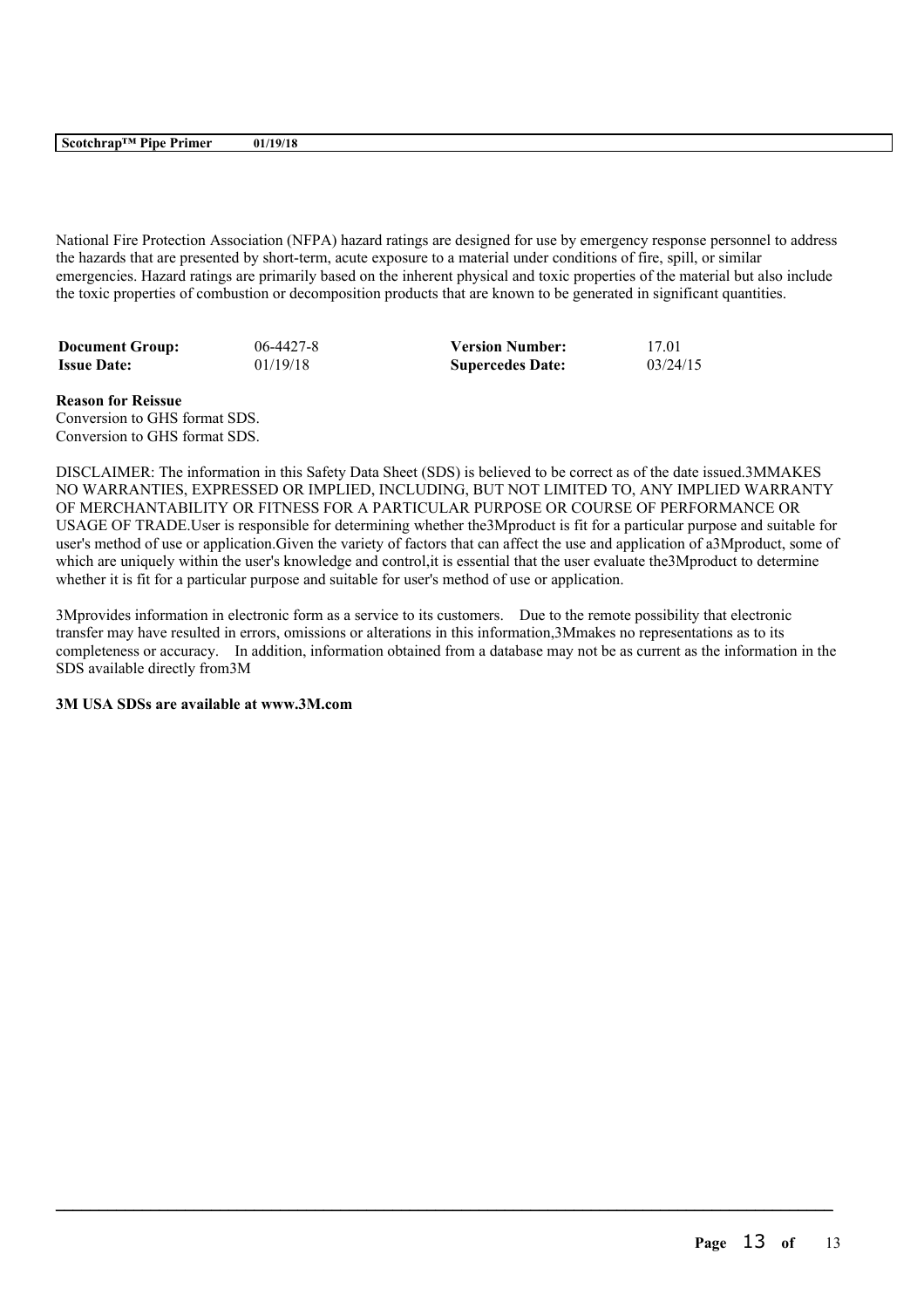National Fire Protection Association (NFPA) hazard ratings are designed for use by emergency response personnel to address the hazards that are presented by short-term, acute exposure to a material under conditions of fire, spill, or similar emergencies. Hazard ratings are primarily based on the inherent physical and toxic properties of the material but also include the toxic properties of combustion or decomposition products that are known to be generated in significant quantities.

| | | | |
|---|---|---|---|
| **Document Group:** | 06-4427-8 | **Version Number:** | 17.01 |
| **Issue Date:** | 01/19/18 | **Supercedes Date:** | 03/24/15 |

**Reason for Reissue**
Conversion to GHS format SDS.
Conversion to GHS format SDS.

DISCLAIMER: The information in this Safety Data Sheet (SDS) is believed to be correct as of the date issued.3MMAKES NO WARRANTIES, EXPRESSED OR IMPLIED, INCLUDING, BUT NOT LIMITED TO, ANY IMPLIED WARRANTY OF MERCHANTABILITY OR FITNESS FOR A PARTICULAR PURPOSE OR COURSE OF PERFORMANCE OR USAGE OF TRADE.User is responsible for determining whether the3Mproduct is fit for a particular purpose and suitable for user's method of use or application.Given the variety of factors that can affect the use and application of a3Mproduct, some of which are uniquely within the user's knowledge and control,it is essential that the user evaluate the3Mproduct to determine whether it is fit for a particular purpose and suitable for user's method of use or application.

3Mprovides information in electronic form as a service to its customers. Due to the remote possibility that electronic transfer may have resulted in errors, omissions or alterations in this information,3Mmakes no representations as to its completeness or accuracy. In addition, information obtained from a database may not be as current as the information in the SDS available directly from3M

**3M USA SDSs are available at www.3M.com**